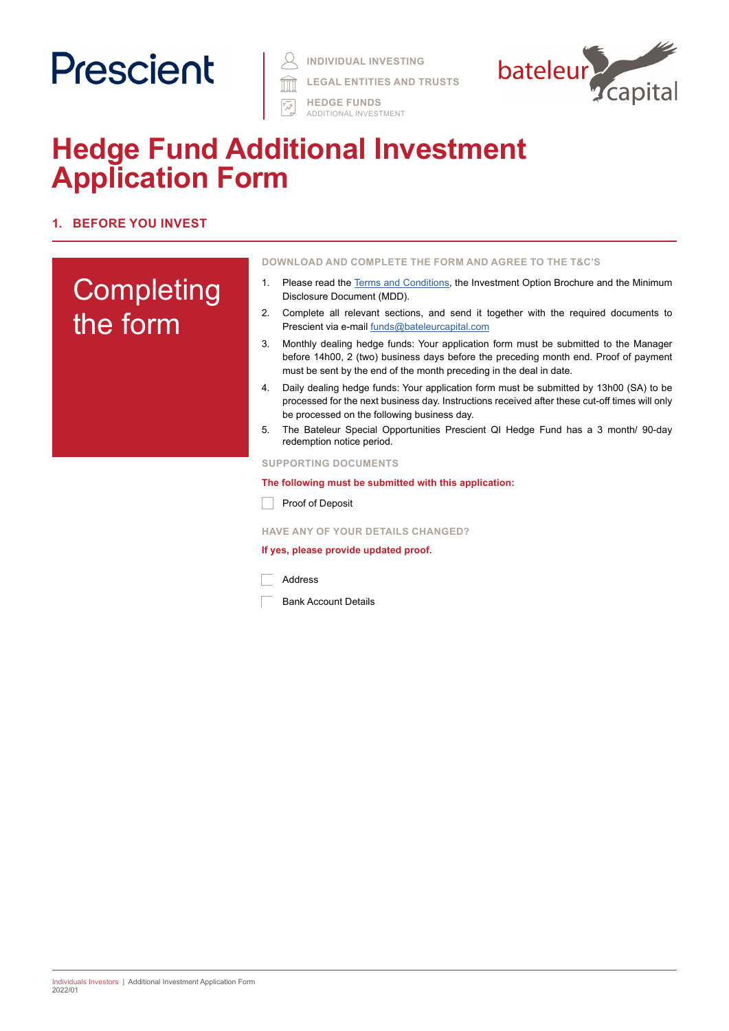Prescient

INDIVIDUAL INVESTING

LEGAL ENTITIES AND TRUSTS

HEDGE FUNDS
ADDITIONAL INVESTMENT

bateleur capital

# Hedge Fund Additional Investment Application Form

## 1. BEFORE YOU INVEST

### Completing the form

**DOWNLOAD AND COMPLETE THE FORM AND AGREE TO THE T&C'S**

1. Please read the Terms and Conditions, the Investment Option Brochure and the Minimum Disclosure Document (MDD).
2. Complete all relevant sections, and send it together with the required documents to Prescient via e-mail funds@bateleurcapital.com
3. Monthly dealing hedge funds: Your application form must be submitted to the Manager before 14h00, 2 (two) business days before the preceding month end. Proof of payment must be sent by the end of the month preceding in the deal in date.
4. Daily dealing hedge funds: Your application form must be submitted by 13h00 (SA) to be processed for the next business day. Instructions received after these cut-off times will only be processed on the following business day.
5. The Bateleur Special Opportunities Prescient QI Hedge Fund has a 3 month/ 90-day redemption notice period.

**SUPPORTING DOCUMENTS**

**The following must be submitted with this application:**

☐ Proof of Deposit

**HAVE ANY OF YOUR DETAILS CHANGED?**

**If yes, please provide updated proof.**

☐ Address

☐ Bank Account Details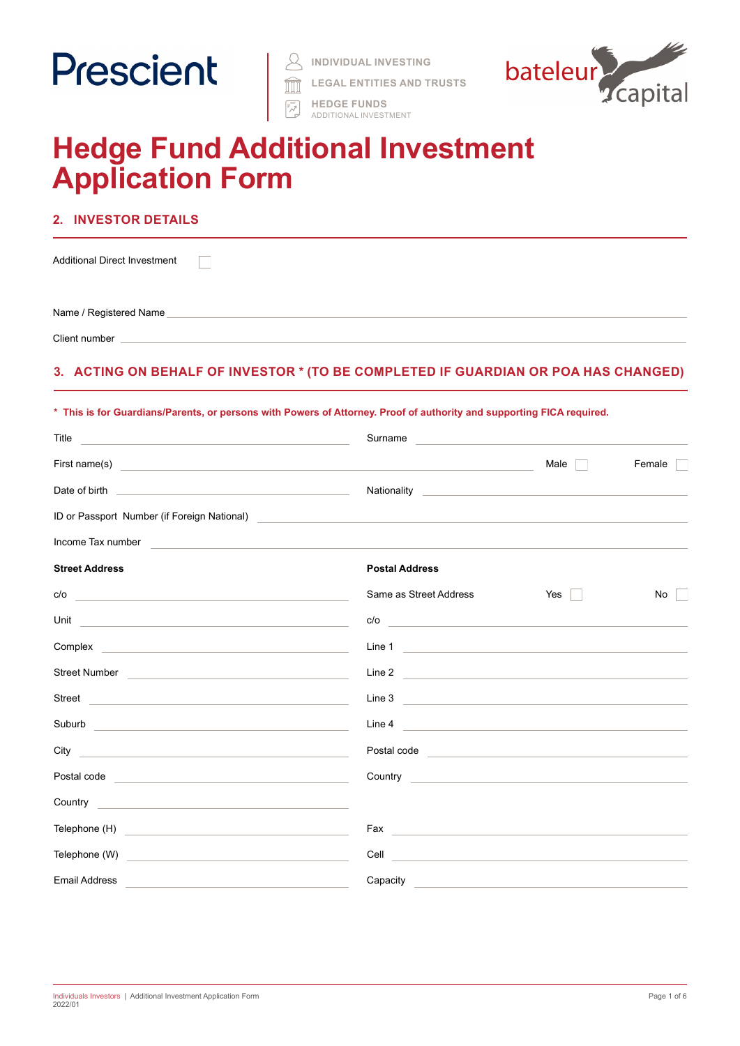Prescient

INDIVIDUAL INVESTING
LEGAL ENTITIES AND TRUSTS
HEDGE FUNDS
ADDITIONAL INVESTMENT

bateleur capital

# Hedge Fund Additional Investment Application Form

## 2. INVESTOR DETAILS

Additional Direct Investment ☐

Name / Registered Name ______________________________

Client number ______________________________

## 3. ACTING ON BEHALF OF INVESTOR * (TO BE COMPLETED IF GUARDIAN OR POA HAS CHANGED)

**\* This is for Guardians/Parents, or persons with Powers of Attorney. Proof of authority and supporting FICA required.**

Title ______________ Surname ______________

First name(s) ______________ Male ☐ Female ☐

Date of birth ______________ Nationality ______________

ID or Passport Number (if Foreign National) ______________

Income Tax number ______________

| **Street Address** | **Postal Address** |
|---|---|
| c/o ______________ | Same as Street Address Yes ☐ No ☐ |
| Unit ______________ | c/o ______________ |
| Complex ______________ | Line 1 ______________ |
| Street Number ______________ | Line 2 ______________ |
| Street ______________ | Line 3 ______________ |
| Suburb ______________ | Line 4 ______________ |
| City ______________ | Postal code ______________ |
| Postal code ______________ | Country ______________ |
| Country ______________ | |
| Telephone (H) ______________ | Fax ______________ |
| Telephone (W) ______________ | Cell ______________ |
| Email Address ______________ | Capacity ______________ |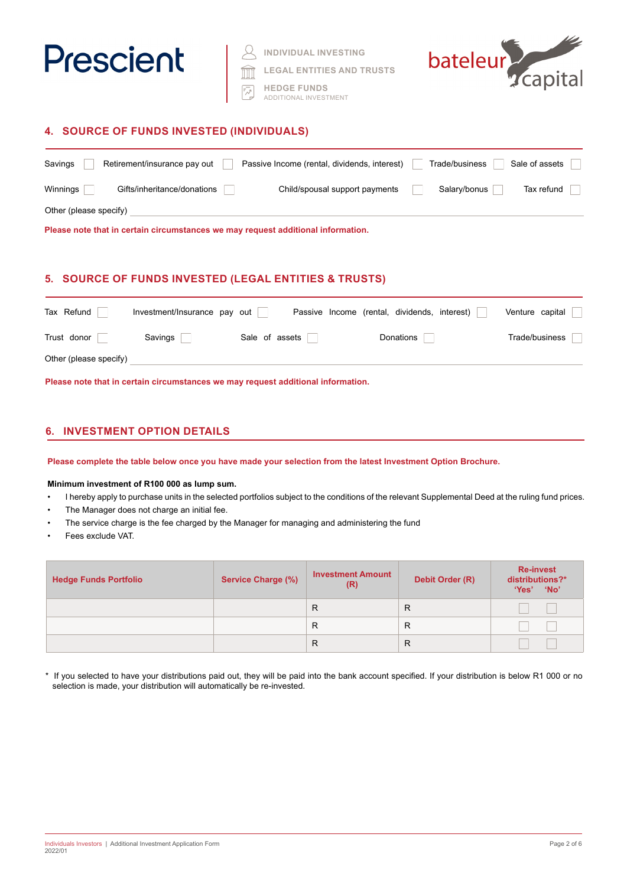## 4. SOURCE OF FUNDS INVESTED (INDIVIDUALS)

Savings ☐ Retirement/insurance pay out ☐ Passive Income (rental, dividends, interest) ☐ Trade/business ☐ Sale of assets ☐

Winnings ☐ Gifts/inheritance/donations ☐ Child/spousal support payments ☐ Salary/bonus ☐ Tax refund ☐

Other (please specify) ______________________________

**Please note that in certain circumstances we may request additional information.**

## 5. SOURCE OF FUNDS INVESTED (LEGAL ENTITIES & TRUSTS)

Tax Refund ☐ Investment/Insurance pay out ☐ Passive Income (rental, dividends, interest) ☐ Venture capital ☐

Trust donor ☐ Savings ☐ Sale of assets ☐ Donations ☐ Trade/business ☐

Other (please specify) ______________________________

**Please note that in certain circumstances we may request additional information.**

## 6. INVESTMENT OPTION DETAILS

**Please complete the table below once you have made your selection from the latest Investment Option Brochure.**

**Minimum investment of R100 000 as lump sum.**

- I hereby apply to purchase units in the selected portfolios subject to the conditions of the relevant Supplemental Deed at the ruling fund prices.
- The Manager does not charge an initial fee.
- The service charge is the fee charged by the Manager for managing and administering the fund
- Fees exclude VAT.

| Hedge Funds Portfolio | Service Charge (%) | Investment Amount (R) | Debit Order (R) | Re-invest distributions?* 'Yes' 'No' |
|---|---|---|---|---|
| | | R | R | ☐ ☐ |
| | | R | R | ☐ ☐ |
| | | R | R | ☐ ☐ |

\* If you selected to have your distributions paid out, they will be paid into the bank account specified. If your distribution is below R1 000 or no selection is made, your distribution will automatically be re-invested.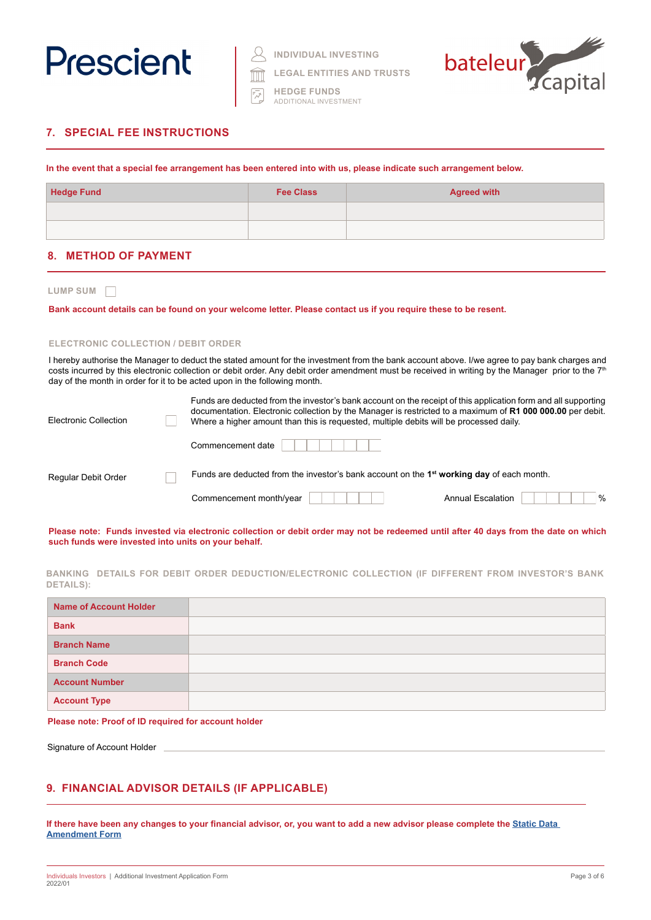## 7. SPECIAL FEE INSTRUCTIONS

**In the event that a special fee arrangement has been entered into with us, please indicate such arrangement below.**

| Hedge Fund | Fee Class | Agreed with |
|---|---|---|
| | | |
| | | |

## 8. METHOD OF PAYMENT

LUMP SUM ☐

**Bank account details can be found on your welcome letter. Please contact us if you require these to be resent.**

### ELECTRONIC COLLECTION / DEBIT ORDER

I hereby authorise the Manager to deduct the stated amount for the investment from the bank account above. I/we agree to pay bank charges and costs incurred by this electronic collection or debit order. Any debit order amendment must be received in writing by the Manager prior to the 7th day of the month in order for it to be acted upon in the following month.

Electronic Collection ☐

Funds are deducted from the investor's bank account on the receipt of this application form and all supporting documentation. Electronic collection by the Manager is restricted to a maximum of **R1 000 000.00** per debit. Where a higher amount than this is requested, multiple debits will be processed daily.

Commencement date ☐☐☐☐☐☐☐☐

Regular Debit Order ☐

Funds are deducted from the investor's bank account on the 1st **working day** of each month.

Commencement month/year ☐☐☐☐☐☐ Annual Escalation ☐☐☐☐☐☐ %

**Please note: Funds invested via electronic collection or debit order may not be redeemed until after 40 days from the date on which such funds were invested into units on your behalf.**

### BANKING DETAILS FOR DEBIT ORDER DEDUCTION/ELECTRONIC COLLECTION (IF DIFFERENT FROM INVESTOR'S BANK DETAILS):

| | |
|---|---|
| **Name of Account Holder** | |
| **Bank** | |
| **Branch Name** | |
| **Branch Code** | |
| **Account Number** | |
| **Account Type** | |

**Please note: Proof of ID required for account holder**

Signature of Account Holder ______________________________

## 9. FINANCIAL ADVISOR DETAILS (IF APPLICABLE)

**If there have been any changes to your financial advisor, or, you want to add a new advisor please complete the Static Data Amendment Form**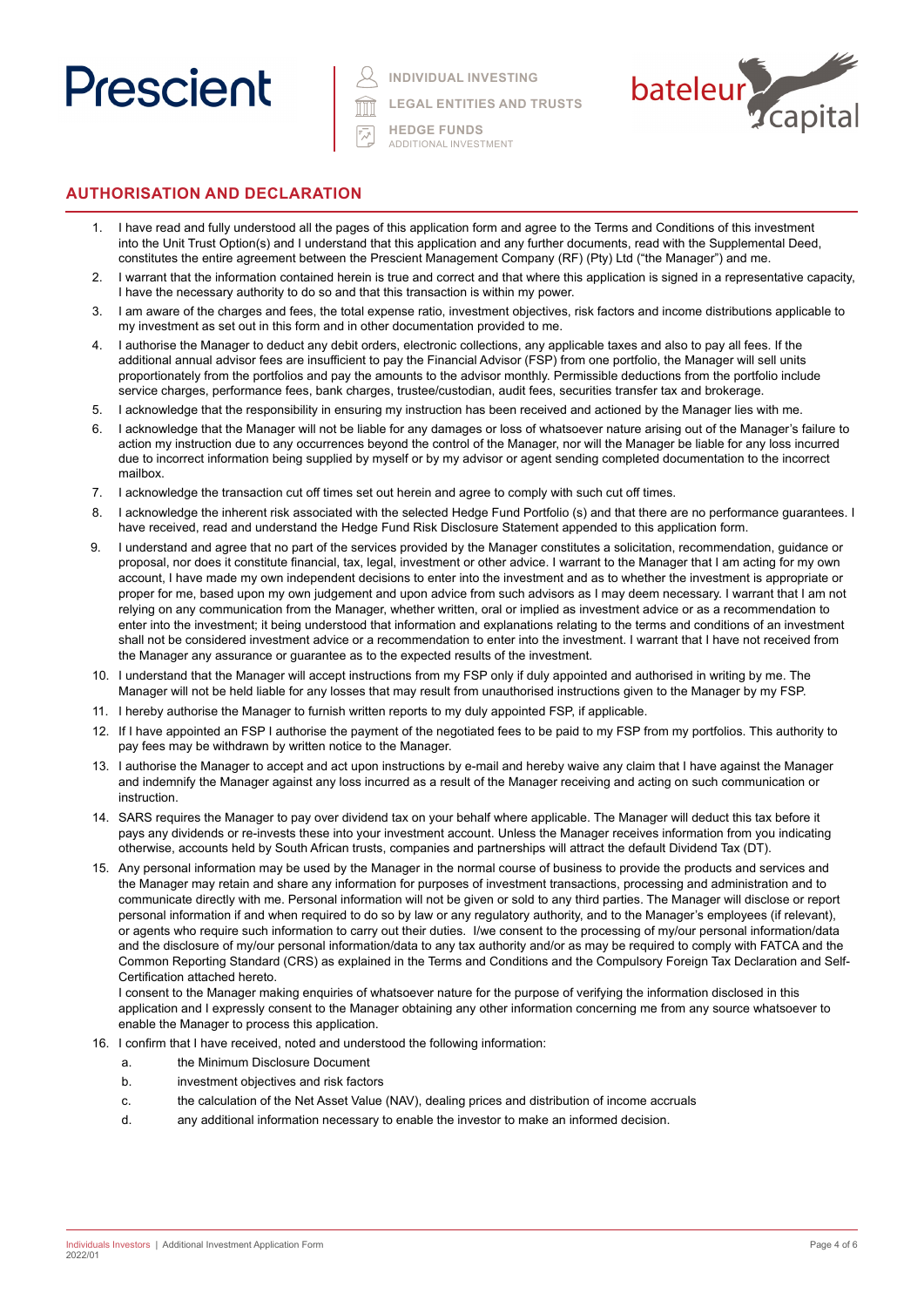Prescient

INDIVIDUAL INVESTING
LEGAL ENTITIES AND TRUSTS
HEDGE FUNDS
ADDITIONAL INVESTMENT

bateleur capital

## AUTHORISATION AND DECLARATION

1. I have read and fully understood all the pages of this application form and agree to the Terms and Conditions of this investment into the Unit Trust Option(s) and I understand that this application and any further documents, read with the Supplemental Deed, constitutes the entire agreement between the Prescient Management Company (RF) (Pty) Ltd ("the Manager") and me.
2. I warrant that the information contained herein is true and correct and that where this application is signed in a representative capacity, I have the necessary authority to do so and that this transaction is within my power.
3. I am aware of the charges and fees, the total expense ratio, investment objectives, risk factors and income distributions applicable to my investment as set out in this form and in other documentation provided to me.
4. I authorise the Manager to deduct any debit orders, electronic collections, any applicable taxes and also to pay all fees. If the additional annual advisor fees are insufficient to pay the Financial Advisor (FSP) from one portfolio, the Manager will sell units proportionately from the portfolios and pay the amounts to the advisor monthly. Permissible deductions from the portfolio include service charges, performance fees, bank charges, trustee/custodian, audit fees, securities transfer tax and brokerage.
5. I acknowledge that the responsibility in ensuring my instruction has been received and actioned by the Manager lies with me.
6. I acknowledge that the Manager will not be liable for any damages or loss of whatsoever nature arising out of the Manager's failure to action my instruction due to any occurrences beyond the control of the Manager, nor will the Manager be liable for any loss incurred due to incorrect information being supplied by myself or by my advisor or agent sending completed documentation to the incorrect mailbox.
7. I acknowledge the transaction cut off times set out herein and agree to comply with such cut off times.
8. I acknowledge the inherent risk associated with the selected Hedge Fund Portfolio (s) and that there are no performance guarantees. I have received, read and understand the Hedge Fund Risk Disclosure Statement appended to this application form.
9. I understand and agree that no part of the services provided by the Manager constitutes a solicitation, recommendation, guidance or proposal, nor does it constitute financial, tax, legal, investment or other advice. I warrant to the Manager that I am acting for my own account, I have made my own independent decisions to enter into the investment and as to whether the investment is appropriate or proper for me, based upon my own judgement and upon advice from such advisors as I may deem necessary. I warrant that I am not relying on any communication from the Manager, whether written, oral or implied as investment advice or as a recommendation to enter into the investment; it being understood that information and explanations relating to the terms and conditions of an investment shall not be considered investment advice or a recommendation to enter into the investment. I warrant that I have not received from the Manager any assurance or guarantee as to the expected results of the investment.
10. I understand that the Manager will accept instructions from my FSP only if duly appointed and authorised in writing by me. The Manager will not be held liable for any losses that may result from unauthorised instructions given to the Manager by my FSP.
11. I hereby authorise the Manager to furnish written reports to my duly appointed FSP, if applicable.
12. If I have appointed an FSP I authorise the payment of the negotiated fees to be paid to my FSP from my portfolios. This authority to pay fees may be withdrawn by written notice to the Manager.
13. I authorise the Manager to accept and act upon instructions by e-mail and hereby waive any claim that I have against the Manager and indemnify the Manager against any loss incurred as a result of the Manager receiving and acting on such communication or instruction.
14. SARS requires the Manager to pay over dividend tax on your behalf where applicable. The Manager will deduct this tax before it pays any dividends or re-invests these into your investment account. Unless the Manager receives information from you indicating otherwise, accounts held by South African trusts, companies and partnerships will attract the default Dividend Tax (DT).
15. Any personal information may be used by the Manager in the normal course of business to provide the products and services and the Manager may retain and share any information for purposes of investment transactions, processing and administration and to communicate directly with me. Personal information will not be given or sold to any third parties. The Manager will disclose or report personal information if and when required to do so by law or any regulatory authority, and to the Manager's employees (if relevant), or agents who require such information to carry out their duties. I/we consent to the processing of my/our personal information/data and the disclosure of my/our personal information/data to any tax authority and/or as may be required to comply with FATCA and the Common Reporting Standard (CRS) as explained in the Terms and Conditions and the Compulsory Foreign Tax Declaration and Self-Certification attached hereto.

   I consent to the Manager making enquiries of whatsoever nature for the purpose of verifying the information disclosed in this application and I expressly consent to the Manager obtaining any other information concerning me from any source whatsoever to enable the Manager to process this application.
16. I confirm that I have received, noted and understood the following information:
    a. the Minimum Disclosure Document
    b. investment objectives and risk factors
    c. the calculation of the Net Asset Value (NAV), dealing prices and distribution of income accruals
    d. any additional information necessary to enable the investor to make an informed decision.

Individuals Investors | Additional Investment Application Form
2022/01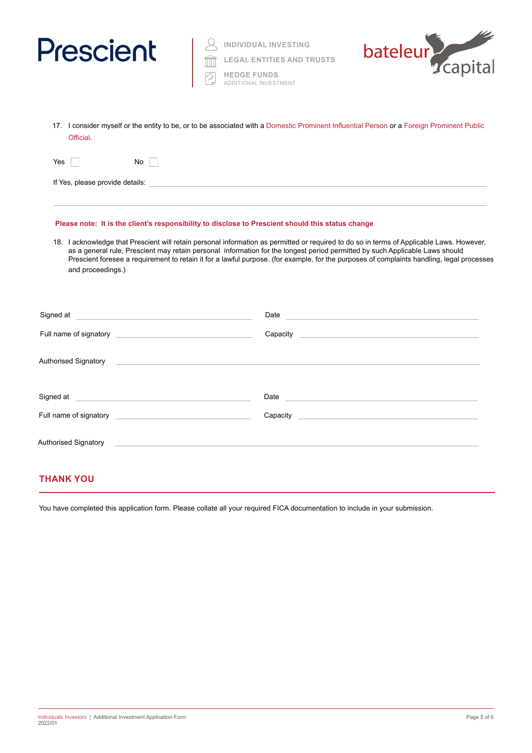17. I consider myself or the entity to be, or to be associated with a Domestic Prominent Influential Person or a Foreign Prominent Public Official.

Yes ☐ No ☐

If Yes, please provide details: \_\_\_\_\_\_\_\_\_\_\_\_\_\_\_\_\_\_\_\_\_\_\_\_\_\_\_\_\_\_\_\_\_\_\_\_\_\_\_\_

\_\_\_\_\_\_\_\_\_\_\_\_\_\_\_\_\_\_\_\_\_\_\_\_\_\_\_\_\_\_\_\_\_\_\_\_\_\_\_\_\_\_\_\_\_\_\_\_\_\_\_\_\_\_\_\_\_\_\_\_\_\_\_\_\_\_

**Please note: It is the client's responsibility to disclose to Prescient should this status change**

18. I acknowledge that Prescient will retain personal information as permitted or required to do so in terms of Applicable Laws. However, as a general rule, Prescient may retain personal information for the longest period permitted by such Applicable Laws should Prescient foresee a requirement to retain it for a lawful purpose. (for example, for the purposes of complaints handling, legal processes and proceedings.)

Signed at \_\_\_\_\_\_\_\_\_\_\_\_\_\_\_\_\_\_\_\_ Date \_\_\_\_\_\_\_\_\_\_\_\_\_\_\_\_\_\_\_\_

Full name of signatory \_\_\_\_\_\_\_\_\_\_\_\_\_\_\_\_\_\_\_\_ Capacity \_\_\_\_\_\_\_\_\_\_\_\_\_\_\_\_\_\_\_\_

Authorised Signatory \_\_\_\_\_\_\_\_\_\_\_\_\_\_\_\_\_\_\_\_\_\_\_\_\_\_\_\_\_\_\_\_\_\_\_\_\_\_\_\_

Signed at \_\_\_\_\_\_\_\_\_\_\_\_\_\_\_\_\_\_\_\_ Date \_\_\_\_\_\_\_\_\_\_\_\_\_\_\_\_\_\_\_\_

Full name of signatory \_\_\_\_\_\_\_\_\_\_\_\_\_\_\_\_\_\_\_\_ Capacity \_\_\_\_\_\_\_\_\_\_\_\_\_\_\_\_\_\_\_\_

Authorised Signatory \_\_\_\_\_\_\_\_\_\_\_\_\_\_\_\_\_\_\_\_\_\_\_\_\_\_\_\_\_\_\_\_\_\_\_\_\_\_\_\_

## THANK YOU

You have completed this application form. Please collate all your required FICA documentation to include in your submission.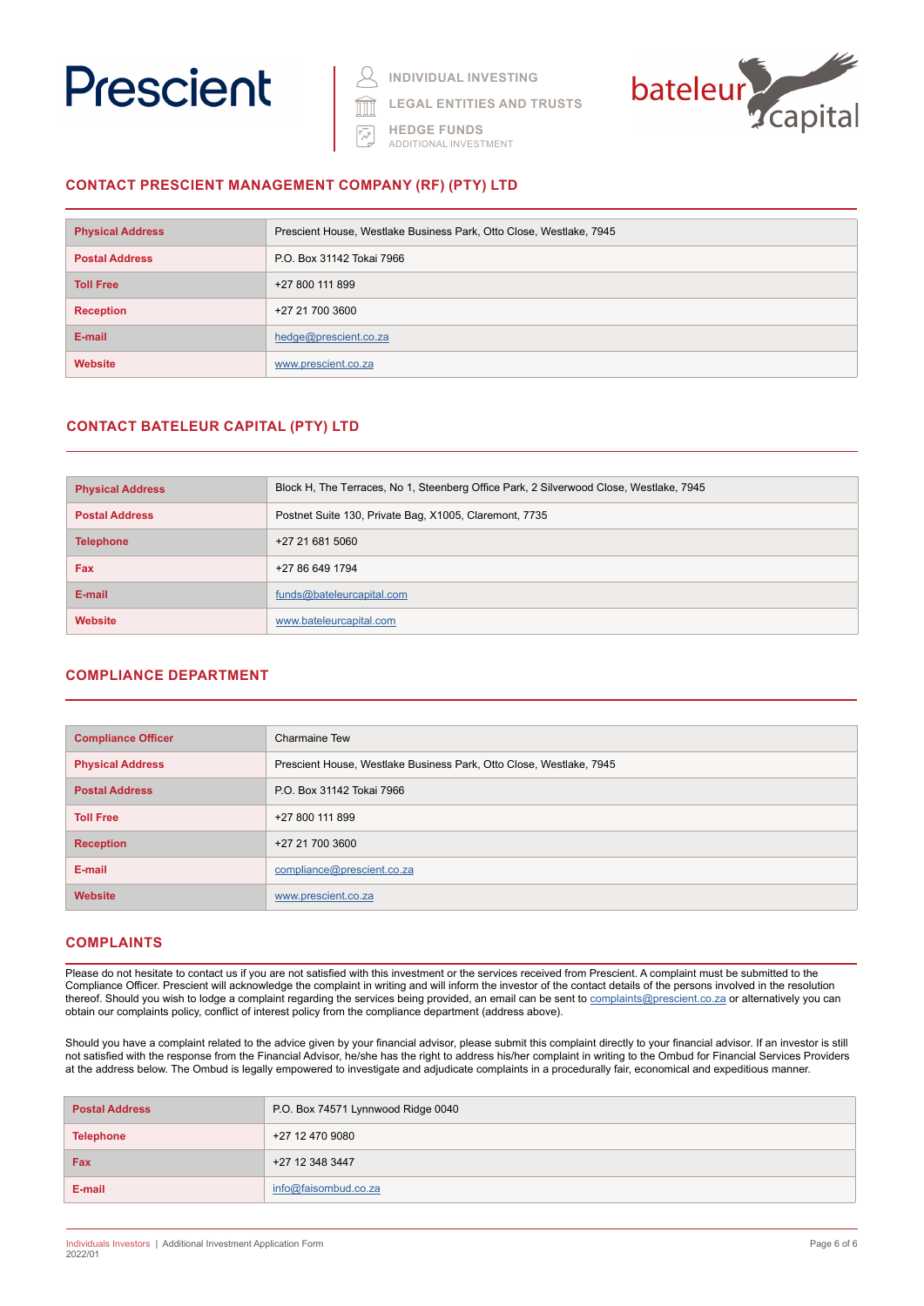Prescient

INDIVIDUAL INVESTING
LEGAL ENTITIES AND TRUSTS
HEDGE FUNDS
ADDITIONAL INVESTMENT

bateleur capital

## CONTACT PRESCIENT MANAGEMENT COMPANY (RF) (PTY) LTD

| | |
|---|---|
| **Physical Address** | Prescient House, Westlake Business Park, Otto Close, Westlake, 7945 |
| **Postal Address** | P.O. Box 31142 Tokai 7966 |
| **Toll Free** | +27 800 111 899 |
| **Reception** | +27 21 700 3600 |
| **E-mail** | hedge@prescient.co.za |
| **Website** | www.prescient.co.za |

## CONTACT BATELEUR CAPITAL (PTY) LTD

| | |
|---|---|
| **Physical Address** | Block H, The Terraces, No 1, Steenberg Office Park, 2 Silverwood Close, Westlake, 7945 |
| **Postal Address** | Postnet Suite 130, Private Bag, X1005, Claremont, 7735 |
| **Telephone** | +27 21 681 5060 |
| **Fax** | +27 86 649 1794 |
| **E-mail** | funds@bateleurcapital.com |
| **Website** | www.bateleurcapital.com |

## COMPLIANCE DEPARTMENT

| | |
|---|---|
| **Compliance Officer** | Charmaine Tew |
| **Physical Address** | Prescient House, Westlake Business Park, Otto Close, Westlake, 7945 |
| **Postal Address** | P.O. Box 31142 Tokai 7966 |
| **Toll Free** | +27 800 111 899 |
| **Reception** | +27 21 700 3600 |
| **E-mail** | compliance@prescient.co.za |
| **Website** | www.prescient.co.za |

## COMPLAINTS

Please do not hesitate to contact us if you are not satisfied with this investment or the services received from Prescient. A complaint must be submitted to the Compliance Officer. Prescient will acknowledge the complaint in writing and will inform the investor of the contact details of the persons involved in the resolution thereof. Should you wish to lodge a complaint regarding the services being provided, an email can be sent to complaints@prescient.co.za or alternatively you can obtain our complaints policy, conflict of interest policy from the compliance department (address above).

Should you have a complaint related to the advice given by your financial advisor, please submit this complaint directly to your financial advisor. If an investor is still not satisfied with the response from the Financial Advisor, he/she has the right to address his/her complaint in writing to the Ombud for Financial Services Providers at the address below. The Ombud is legally empowered to investigate and adjudicate complaints in a procedurally fair, economical and expeditious manner.

| | |
|---|---|
| **Postal Address** | P.O. Box 74571 Lynnwood Ridge 0040 |
| **Telephone** | +27 12 470 9080 |
| **Fax** | +27 12 348 3447 |
| **E-mail** | info@faisombud.co.za |

Individuals Investors | Additional Investment Application Form
2022/01